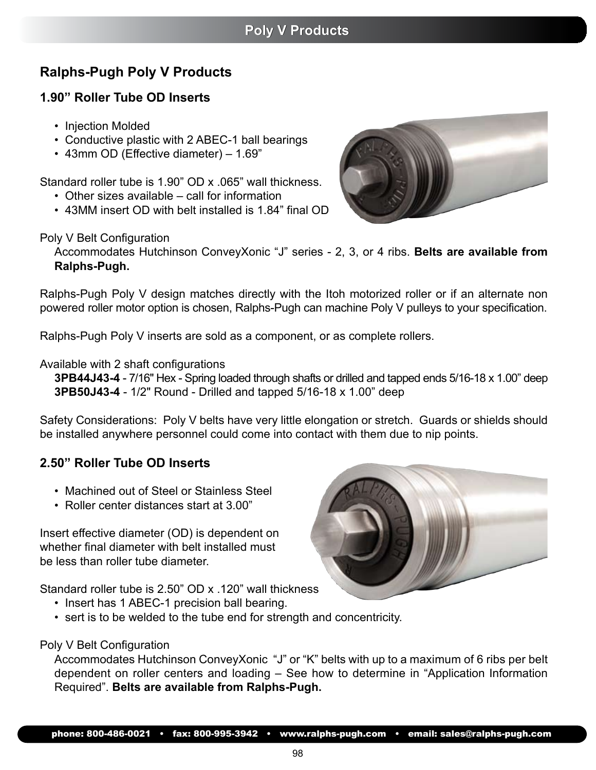## Ralphs-Pugh Poly V Products

### 1.90" Roller Tube OD Inserts

- Injection Molded
- Conductive plastic with 2 ABEC-1 ball bearings
- 43mm OD (Effective diameter) – 1.69"

Standard roller tube is 1.90" OD x .065" wall thickness.

- Other sizes available – call for information
- 43MM insert OD with belt installed is 1.84" final OD

Poly V Belt Configuration

Accommodates Hutchinson ConveyXonic "J" series - 2, 3, or 4 ribs. **Belts are available from Ralphs-Pugh.**

Ralphs-Pugh Poly V design matches directly with the Itoh motorized roller or if an alternate non powered roller motor option is chosen, Ralphs-Pugh can machine Poly V pulleys to your specification.

Ralphs-Pugh Poly V inserts are sold as a component, or as complete rollers.

Available with 2 shaft configurations

**3PB44J43-4** - 7/16" Hex - Spring loaded through shafts or drilled and tapped ends 5/16-18 x 1.00" deep
**3PB50J43-4** - 1/2" Round - Drilled and tapped 5/16-18 x 1.00" deep

Safety Considerations: Poly V belts have very little elongation or stretch. Guards or shields should be installed anywhere personnel could come into contact with them due to nip points.

### 2.50" Roller Tube OD Inserts

- Machined out of Steel or Stainless Steel
- Roller center distances start at 3.00"

Insert effective diameter (OD) is dependent on whether final diameter with belt installed must be less than roller tube diameter.

Standard roller tube is 2.50" OD x .120" wall thickness

- Insert has 1 ABEC-1 precision ball bearing.
- sert is to be welded to the tube end for strength and concentricity.

Poly V Belt Configuration

Accommodates Hutchinson ConveyXonic "J" or "K" belts with up to a maximum of 6 ribs per belt dependent on roller centers and loading – See how to determine in "Application Information Required". **Belts are available from Ralphs-Pugh.**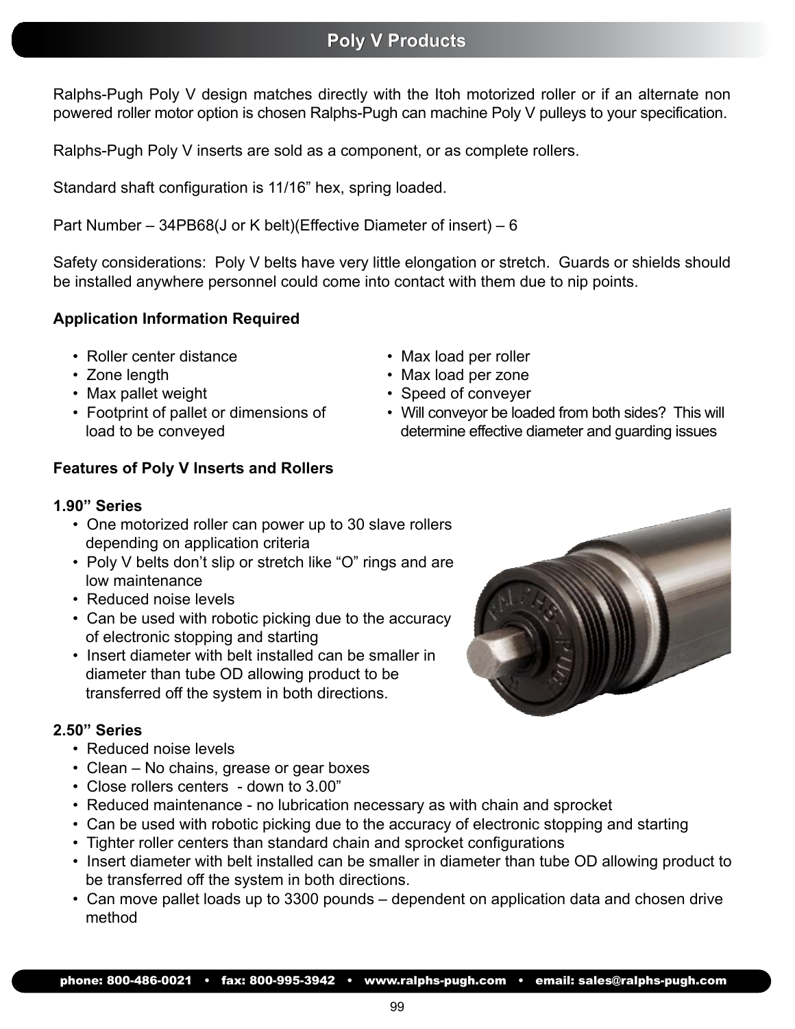# Poly V Products

Ralphs-Pugh Poly V design matches directly with the Itoh motorized roller or if an alternate non powered roller motor option is chosen Ralphs-Pugh can machine Poly V pulleys to your specification.

Ralphs-Pugh Poly V inserts are sold as a component, or as complete rollers.

Standard shaft configuration is 11/16" hex, spring loaded.

Part Number – 34PB68(J or K belt)(Effective Diameter of insert) – 6

Safety considerations: Poly V belts have very little elongation or stretch. Guards or shields should be installed anywhere personnel could come into contact with them due to nip points.

**Application Information Required**

- Roller center distance
- Zone length
- Max pallet weight
- Footprint of pallet or dimensions of load to be conveyed
- Max load per roller
- Max load per zone
- Speed of conveyer
- Will conveyor be loaded from both sides? This will determine effective diameter and guarding issues

**Features of Poly V Inserts and Rollers**

**1.90" Series**

- One motorized roller can power up to 30 slave rollers depending on application criteria
- Poly V belts don't slip or stretch like "O" rings and are low maintenance
- Reduced noise levels
- Can be used with robotic picking due to the accuracy of electronic stopping and starting
- Insert diameter with belt installed can be smaller in diameter than tube OD allowing product to be transferred off the system in both directions.

**2.50" Series**

- Reduced noise levels
- Clean – No chains, grease or gear boxes
- Close rollers centers - down to 3.00"
- Reduced maintenance - no lubrication necessary as with chain and sprocket
- Can be used with robotic picking due to the accuracy of electronic stopping and starting
- Tighter roller centers than standard chain and sprocket configurations
- Insert diameter with belt installed can be smaller in diameter than tube OD allowing product to be transferred off the system in both directions.
- Can move pallet loads up to 3300 pounds – dependent on application data and chosen drive method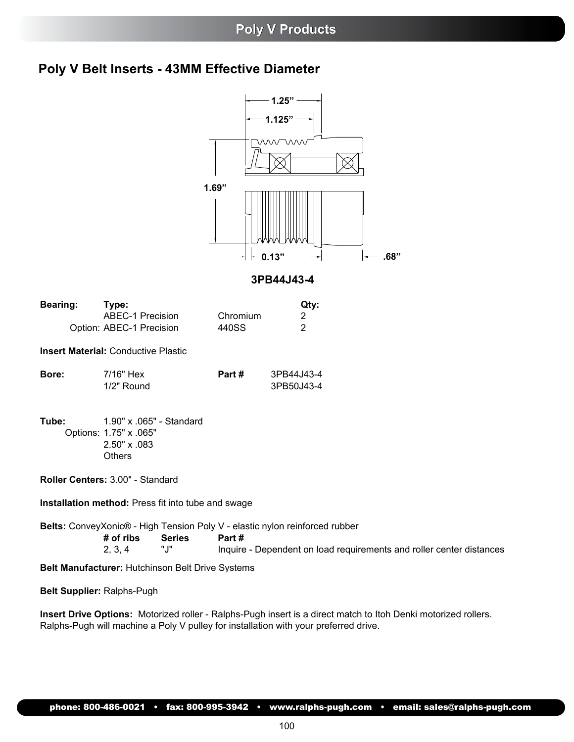# Poly V Products

## Poly V Belt Inserts - 43MM Effective Diameter

1.25”
1.125”
1.69”
0.13”
.68”

**3PB44J43-4**

| **Bearing:** | **Type:** | | **Qty:** |
|---|---|---|---|
| | ABEC-1 Precision | Chromium | 2 |
| Option: | ABEC-1 Precision | 440SS | 2 |

**Insert Material:** Conductive Plastic

| **Bore:** | | **Part #** |
|---|---|---|
| | 7/16" Hex | 3PB44J43-4 |
| | 1/2" Round | 3PB50J43-4 |

**Tube:** 1.90" x .065" - Standard
Options: 1.75" x .065"
2.50" x .083
Others

**Roller Centers:** 3.00" - Standard

**Installation method:** Press fit into tube and swage

**Belts:** ConveyXonic® - High Tension Poly V - elastic nylon reinforced rubber

| **# of ribs** | **Series** | **Part #** |
|---|---|---|
| 2, 3, 4 | "J" | Inquire - Dependent on load requirements and roller center distances |

**Belt Manufacturer:** Hutchinson Belt Drive Systems

**Belt Supplier:** Ralphs-Pugh

**Insert Drive Options:** Motorized roller - Ralphs-Pugh insert is a direct match to Itoh Denki motorized rollers.
Ralphs-Pugh will machine a Poly V pulley for installation with your preferred drive.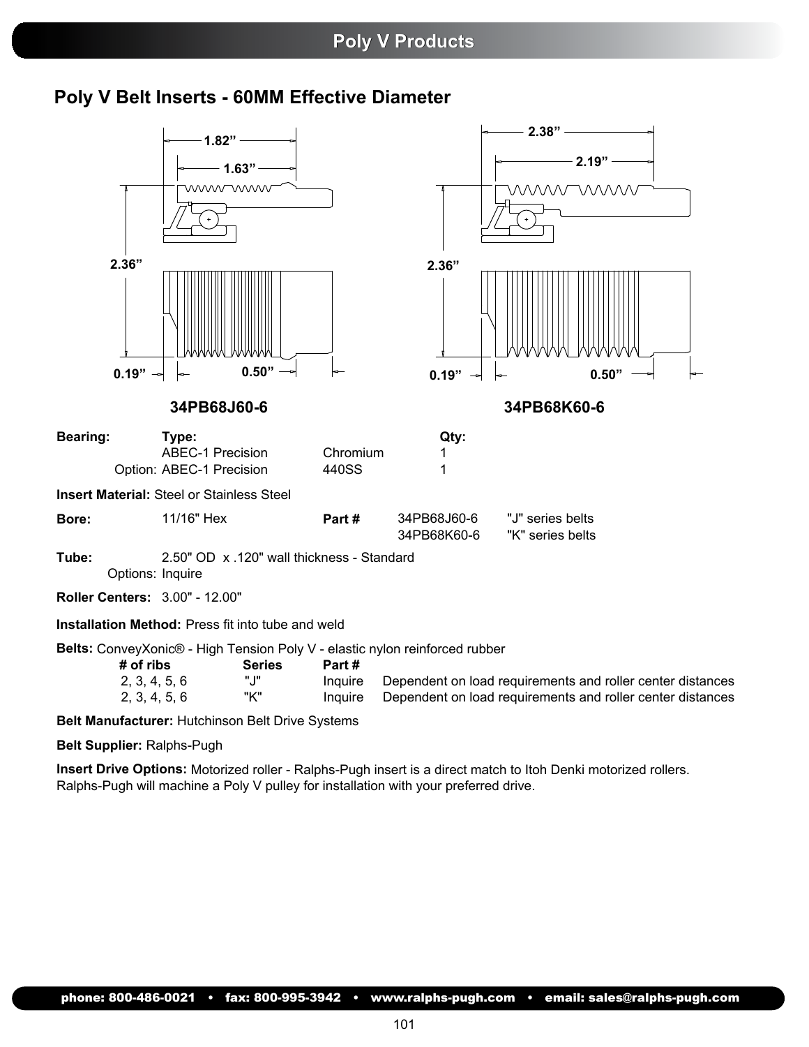## Poly V Products

# Poly V Belt Inserts - 60MM Effective Diameter

1.82”
1.63”
2.36”
0.19”
0.50”

**34PB68J60-6**

2.38”
2.19”
2.36”
0.19”
0.50”

**34PB68K60-6**

**Bearing:** **Type:** **Qty:**
ABEC-1 Precision Chromium 1
Option: ABEC-1 Precision 440SS 1

**Insert Material:** Steel or Stainless Steel

**Bore:** 11/16" Hex **Part #** 34PB68J60-6 "J" series belts
34PB68K60-6 "K" series belts

**Tube:** 2.50" OD x .120" wall thickness - Standard
Options: Inquire

**Roller Centers:** 3.00" - 12.00"

**Installation Method:** Press fit into tube and weld

**Belts:** ConveyXonic® - High Tension Poly V - elastic nylon reinforced rubber

| # of ribs | Series | Part # | |
|---|---|---|---|
| 2, 3, 4, 5, 6 | "J" | Inquire | Dependent on load requirements and roller center distances |
| 2, 3, 4, 5, 6 | "K" | Inquire | Dependent on load requirements and roller center distances |

**Belt Manufacturer:** Hutchinson Belt Drive Systems

**Belt Supplier:** Ralphs-Pugh

**Insert Drive Options:** Motorized roller - Ralphs-Pugh insert is a direct match to Itoh Denki motorized rollers. Ralphs-Pugh will machine a Poly V pulley for installation with your preferred drive.

phone: 800-486-0021 • fax: 800-995-3942 • www.ralphs-pugh.com • email: sales@ralphs-pugh.com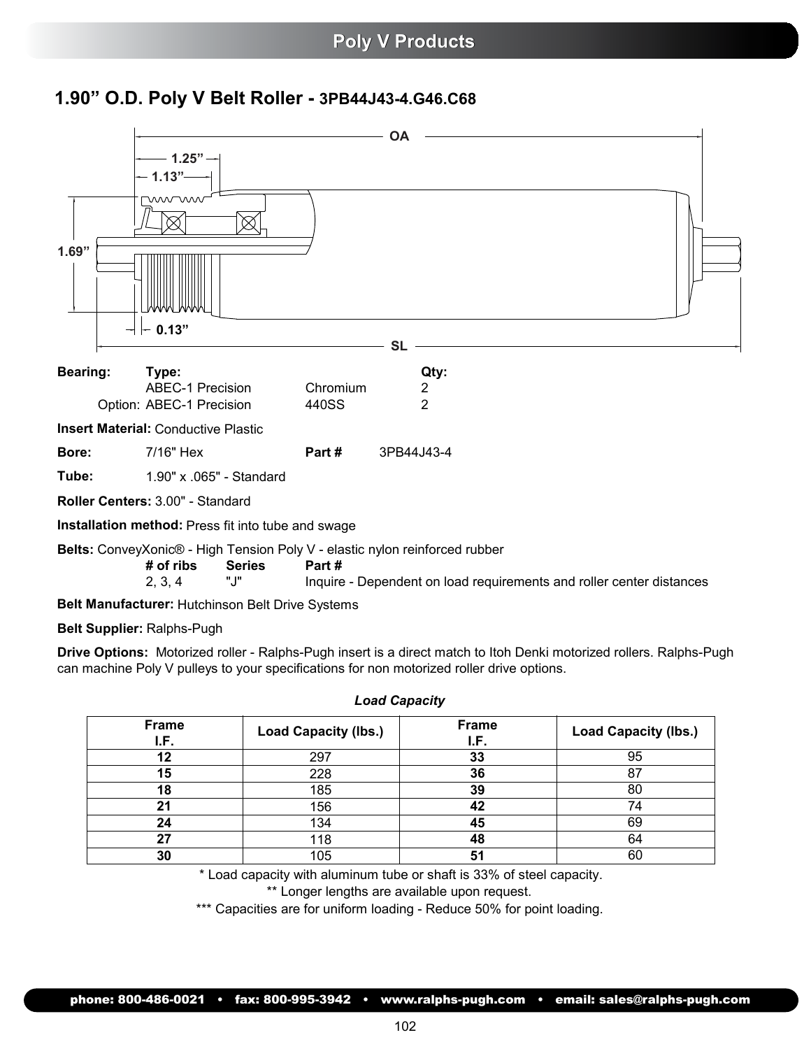# Poly V Products

## 1.90” O.D. Poly V Belt Roller - 3PB44J43-4.G46.C68

**Bearing:** **Type:** **Qty:**
ABEC-1 Precision Chromium 2
Option: ABEC-1 Precision 440SS 2

**Insert Material:** Conductive Plastic

**Bore:** 7/16" Hex **Part #** 3PB44J43-4

**Tube:** 1.90" x .065" - Standard

**Roller Centers:** 3.00" - Standard

**Installation method:** Press fit into tube and swage

**Belts:** ConveyXonic® - High Tension Poly V - elastic nylon reinforced rubber

| # of ribs | Series | Part # |
|---|---|---|
| 2, 3, 4 | "J" | Inquire - Dependent on load requirements and roller center distances |

**Belt Manufacturer:** Hutchinson Belt Drive Systems

**Belt Supplier:** Ralphs-Pugh

**Drive Options:** Motorized roller - Ralphs-Pugh insert is a direct match to Itoh Denki motorized rollers. Ralphs-Pugh can machine Poly V pulleys to your specifications for non motorized roller drive options.

*Load Capacity*

| Frame I.F. | Load Capacity (lbs.) | Frame I.F. | Load Capacity (lbs.) |
|---|---|---|---|
| **12** | 297 | **33** | 95 |
| **15** | 228 | **36** | 87 |
| **18** | 185 | **39** | 80 |
| **21** | 156 | **42** | 74 |
| **24** | 134 | **45** | 69 |
| **27** | 118 | **48** | 64 |
| **30** | 105 | **51** | 60 |

* Load capacity with aluminum tube or shaft is 33% of steel capacity.
** Longer lengths are available upon request.
*** Capacities are for uniform loading - Reduce 50% for point loading.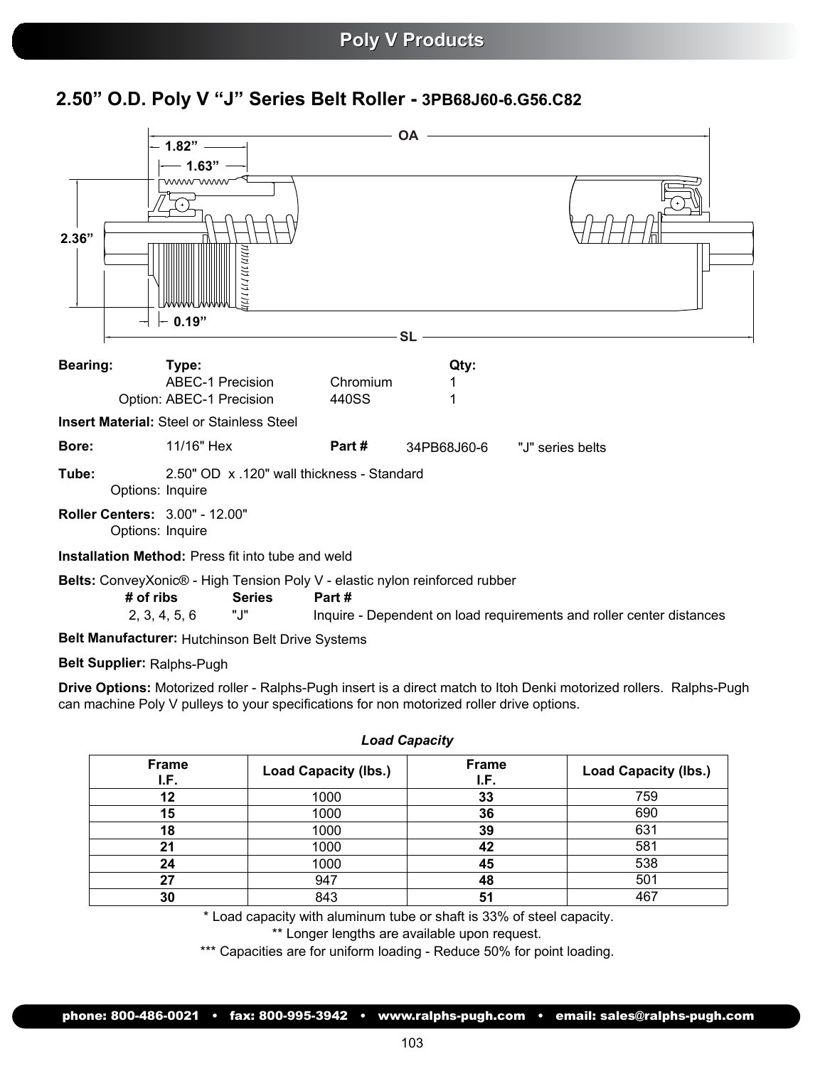## Poly V Products

# 2.50" O.D. Poly V "J" Series Belt Roller - 3PB68J60-6.G56.C82

OA

1.82"

1.63"

2.36"

0.19"

SL

**Bearing:** **Type:** **Qty:**
ABEC-1 Precision Chromium 1
Option: ABEC-1 Precision 440SS 1

**Insert Material:** Steel or Stainless Steel

**Bore:** 11/16" Hex **Part #** 34PB68J60-6 "J" series belts

**Tube:** 2.50" OD x .120" wall thickness - Standard
Options: Inquire

**Roller Centers:** 3.00" - 12.00"
Options: Inquire

**Installation Method:** Press fit into tube and weld

**Belts:** ConveyXonic® - High Tension Poly V - elastic nylon reinforced rubber

| # of ribs | Series | Part # |
|---|---|---|
| 2, 3, 4, 5, 6 | "J" | Inquire - Dependent on load requirements and roller center distances |

**Belt Manufacturer:** Hutchinson Belt Drive Systems

**Belt Supplier:** Ralphs-Pugh

**Drive Options:** Motorized roller - Ralphs-Pugh insert is a direct match to Itoh Denki motorized rollers. Ralphs-Pugh can machine Poly V pulleys to your specifications for non motorized roller drive options.

***Load Capacity***

| Frame I.F. | Load Capacity (lbs.) | Frame I.F. | Load Capacity (lbs.) |
|---|---|---|---|
| **12** | 1000 | **33** | 759 |
| **15** | 1000 | **36** | 690 |
| **18** | 1000 | **39** | 631 |
| **21** | 1000 | **42** | 581 |
| **24** | 1000 | **45** | 538 |
| **27** | 947 | **48** | 501 |
| **30** | 843 | **51** | 467 |

\* Load capacity with aluminum tube or shaft is 33% of steel capacity.

\*\* Longer lengths are available upon request.

\*\*\* Capacities are for uniform loading - Reduce 50% for point loading.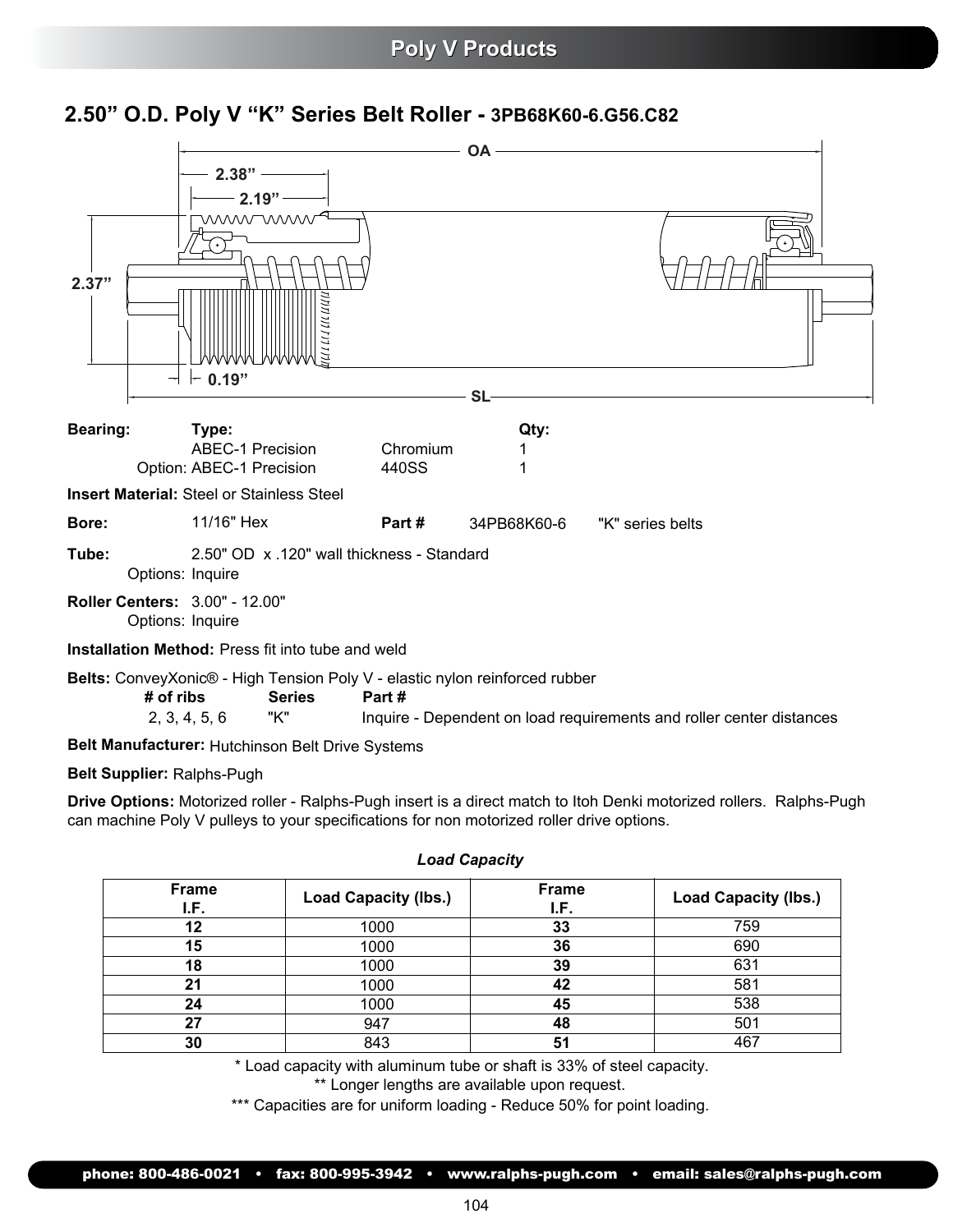# Poly V Products

## 2.50” O.D. Poly V “K” Series Belt Roller - 3PB68K60-6.G56.C82

OA

2.38”

2.19”

2.37”

0.19”

SL

**Bearing:** **Type:** **Qty:**
ABEC-1 Precision Chromium 1
Option: ABEC-1 Precision 440SS 1

**Insert Material:** Steel or Stainless Steel

**Bore:** 11/16" Hex **Part #** 34PB68K60-6 "K" series belts

**Tube:** 2.50" OD x .120" wall thickness - Standard
Options: Inquire

**Roller Centers:** 3.00" - 12.00"
Options: Inquire

**Installation Method:** Press fit into tube and weld

**Belts:** ConveyXonic® - High Tension Poly V - elastic nylon reinforced rubber

| # of ribs | Series | Part # |
|---|---|---|
| 2, 3, 4, 5, 6 | "K" | Inquire - Dependent on load requirements and roller center distances |

**Belt Manufacturer:** Hutchinson Belt Drive Systems

**Belt Supplier:** Ralphs-Pugh

**Drive Options:** Motorized roller - Ralphs-Pugh insert is a direct match to Itoh Denki motorized rollers. Ralphs-Pugh can machine Poly V pulleys to your specifications for non motorized roller drive options.

***Load Capacity***

| Frame I.F. | Load Capacity (lbs.) | Frame I.F. | Load Capacity (lbs.) |
|---|---|---|---|
| **12** | 1000 | **33** | 759 |
| **15** | 1000 | **36** | 690 |
| **18** | 1000 | **39** | 631 |
| **21** | 1000 | **42** | 581 |
| **24** | 1000 | **45** | 538 |
| **27** | 947 | **48** | 501 |
| **30** | 843 | **51** | 467 |

\* Load capacity with aluminum tube or shaft is 33% of steel capacity.
\*\* Longer lengths are available upon request.
\*\*\* Capacities are for uniform loading - Reduce 50% for point loading.

phone: 800-486-0021 • fax: 800-995-3942 • www.ralphs-pugh.com • email: sales@ralphs-pugh.com